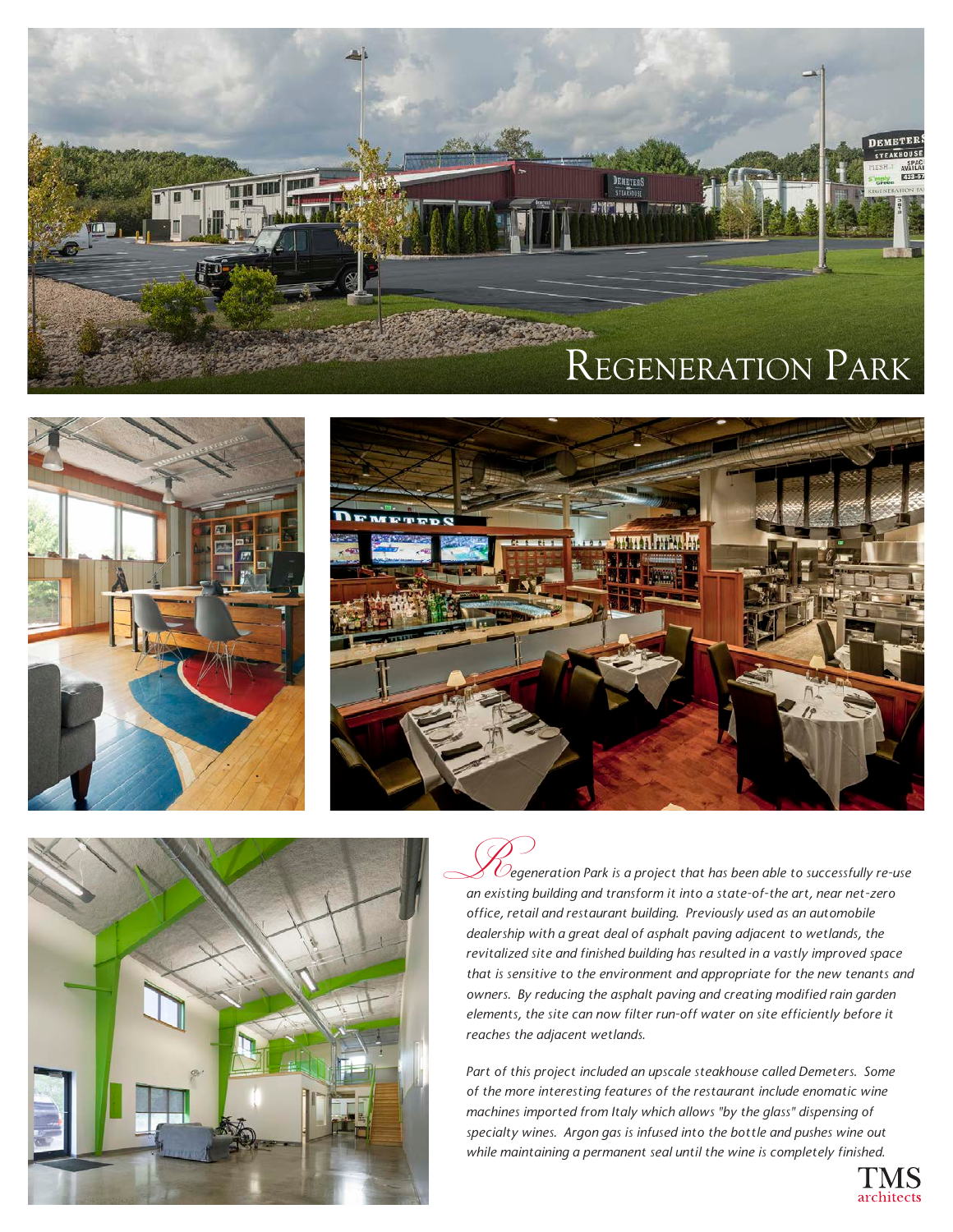# Regeneration Park

*Regeneration Park is a project that has been able to successfully re-use an existing building and transform it into a state-of-the art, near net-zero office, retail and restaurant building. Previously used as an automobile dealership with a great deal of asphalt paving adjacent to wetlands, the revitalized site and finished building has resulted in a vastly improved space that is sensitive to the environment and appropriate for the new tenants and owners. By reducing the asphalt paving and creating modified rain garden elements, the site can now filter run-off water on site efficiently before it reaches the adjacent wetlands.*

*Part of this project included an upscale steakhouse called Demeters. Some of the more interesting features of the restaurant include enomatic wine machines imported from Italy which allows "by the glass" dispensing of specialty wines. Argon gas is infused into the bottle and pushes wine out while maintaining a permanent seal until the wine is completely finished.*

TMS architects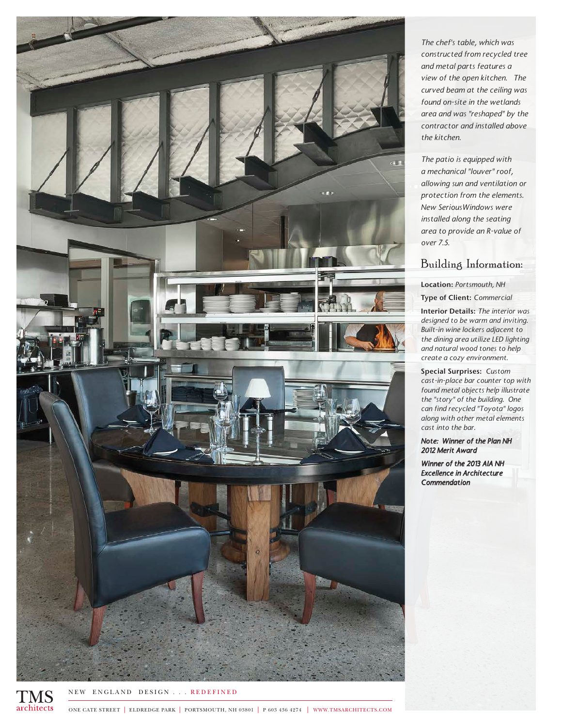*The chef's table, which was constructed from recycled tree and metal parts features a view of the open kitchen. The curved beam at the ceiling was found on-site in the wetlands area and was "reshaped" by the contractor and installed above the kitchen.*

*The patio is equipped with a mechanical "louver" roof, allowing sun and ventilation or protection from the elements. New SeriousWindows were installed along the seating area to provide an R-value of over 7.5.*

## Building Information:

**Location:** *Portsmouth, NH*

**Type of Client:** *Commercial*

**Interior Details:** *The interior was designed to be warm and inviting. Built-in wine lockers adjacent to the dining area utilize LED lighting and natural wood tones to help create a cozy environment.*

**Special Surprises:** *Custom cast-in-place bar counter top with found metal objects help illustrate the "story" of the building. One can find recycled "Toyota" logos along with other metal elements cast into the bar.*

***Note: Winner of the Plan NH 2012 Merit Award***

***Winner of the 2013 AIA NH Excellence in Architecture Commendation***

TMS architects

NEW ENGLAND DESIGN . . . REDEFINED

ONE CATE STREET | ELDREDGE PARK | PORTSMOUTH, NH 03801 | P 603 436 4274 | WWW.TMSARCHITECTS.COM